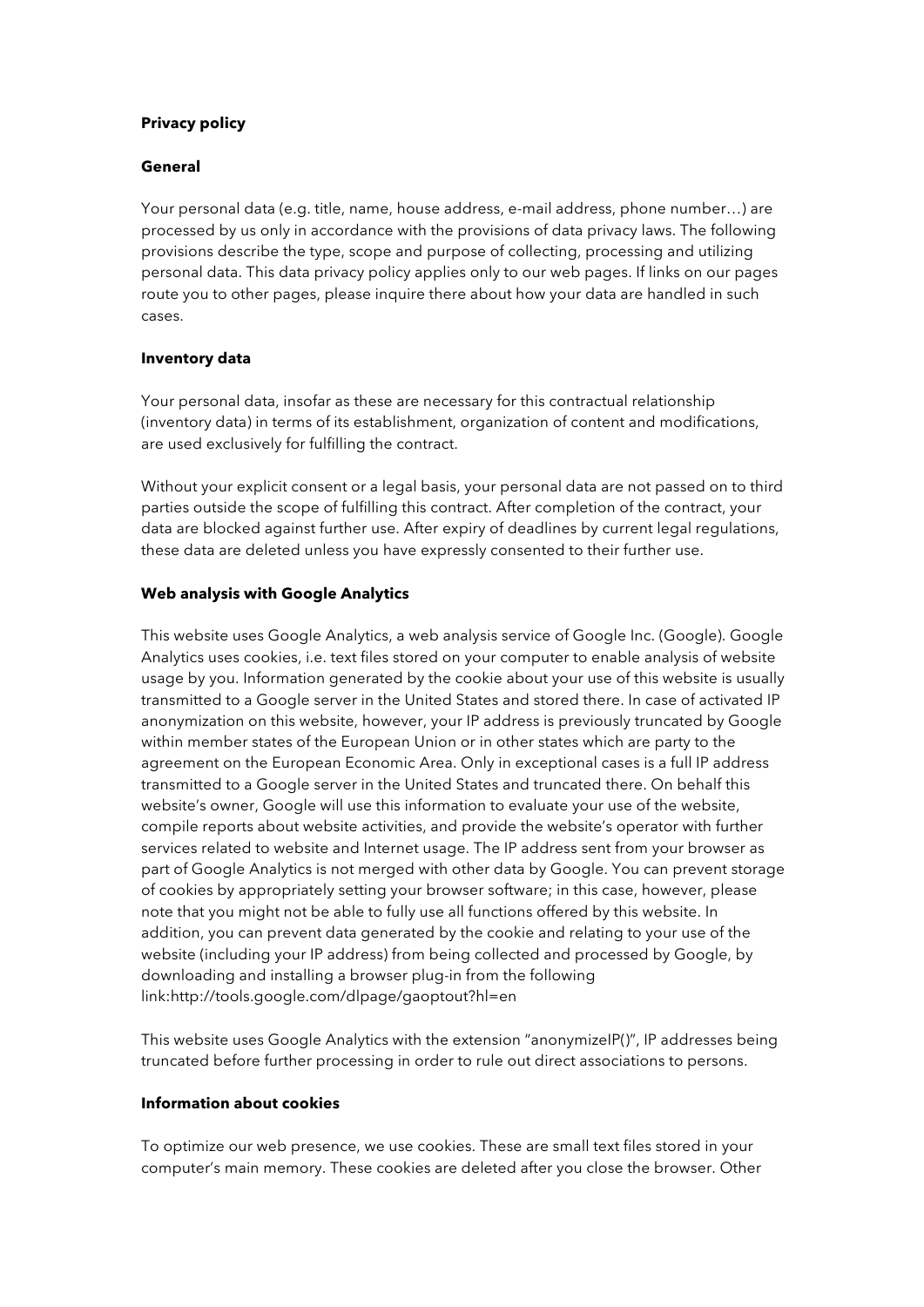**Privacy policy**

**General**

Your personal data (e.g. title, name, house address, e-mail address, phone number…) are processed by us only in accordance with the provisions of data privacy laws. The following provisions describe the type, scope and purpose of collecting, processing and utilizing personal data. This data privacy policy applies only to our web pages. If links on our pages route you to other pages, please inquire there about how your data are handled in such cases.

**Inventory data**

Your personal data, insofar as these are necessary for this contractual relationship (inventory data) in terms of its establishment, organization of content and modifications, are used exclusively for fulfilling the contract.

Without your explicit consent or a legal basis, your personal data are not passed on to third parties outside the scope of fulfilling this contract. After completion of the contract, your data are blocked against further use. After expiry of deadlines by current legal regulations, these data are deleted unless you have expressly consented to their further use.

**Web analysis with Google Analytics**

This website uses Google Analytics, a web analysis service of Google Inc. (Google). Google Analytics uses cookies, i.e. text files stored on your computer to enable analysis of website usage by you. Information generated by the cookie about your use of this website is usually transmitted to a Google server in the United States and stored there. In case of activated IP anonymization on this website, however, your IP address is previously truncated by Google within member states of the European Union or in other states which are party to the agreement on the European Economic Area. Only in exceptional cases is a full IP address transmitted to a Google server in the United States and truncated there. On behalf this website's owner, Google will use this information to evaluate your use of the website, compile reports about website activities, and provide the website's operator with further services related to website and Internet usage. The IP address sent from your browser as part of Google Analytics is not merged with other data by Google. You can prevent storage of cookies by appropriately setting your browser software; in this case, however, please note that you might not be able to fully use all functions offered by this website. In addition, you can prevent data generated by the cookie and relating to your use of the website (including your IP address) from being collected and processed by Google, by downloading and installing a browser plug-in from the following link:http://tools.google.com/dlpage/gaoptout?hl=en

This website uses Google Analytics with the extension "anonymizeIP()", IP addresses being truncated before further processing in order to rule out direct associations to persons.

**Information about cookies**

To optimize our web presence, we use cookies. These are small text files stored in your computer's main memory. These cookies are deleted after you close the browser. Other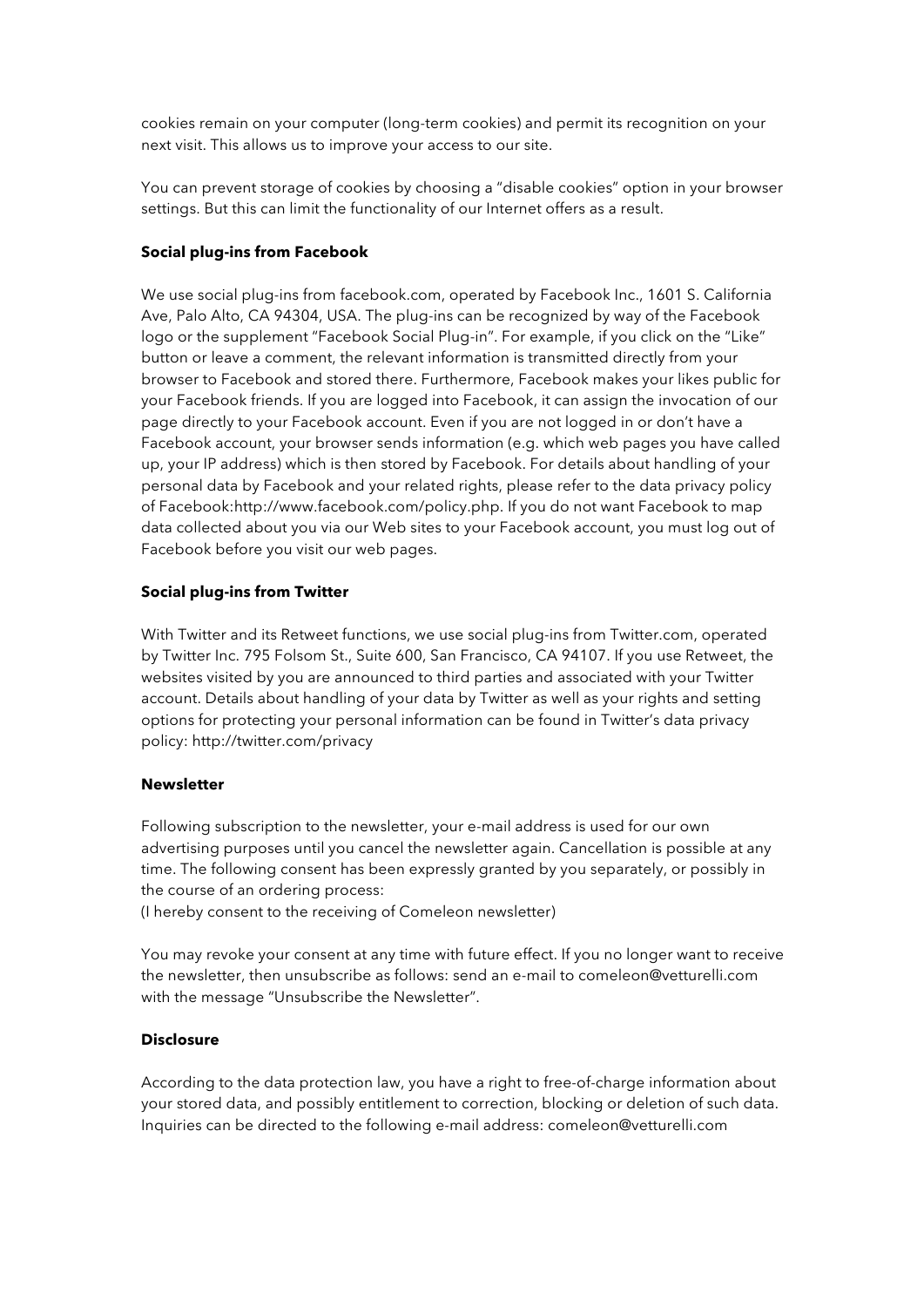cookies remain on your computer (long-term cookies) and permit its recognition on your next visit. This allows us to improve your access to our site.

You can prevent storage of cookies by choosing a "disable cookies" option in your browser settings. But this can limit the functionality of our Internet offers as a result.

**Social plug-ins from Facebook**

We use social plug-ins from facebook.com, operated by Facebook Inc., 1601 S. California Ave, Palo Alto, CA 94304, USA. The plug-ins can be recognized by way of the Facebook logo or the supplement "Facebook Social Plug-in". For example, if you click on the "Like" button or leave a comment, the relevant information is transmitted directly from your browser to Facebook and stored there. Furthermore, Facebook makes your likes public for your Facebook friends. If you are logged into Facebook, it can assign the invocation of our page directly to your Facebook account. Even if you are not logged in or don't have a Facebook account, your browser sends information (e.g. which web pages you have called up, your IP address) which is then stored by Facebook. For details about handling of your personal data by Facebook and your related rights, please refer to the data privacy policy of Facebook:http://www.facebook.com/policy.php. If you do not want Facebook to map data collected about you via our Web sites to your Facebook account, you must log out of Facebook before you visit our web pages.

**Social plug-ins from Twitter**

With Twitter and its Retweet functions, we use social plug-ins from Twitter.com, operated by Twitter Inc. 795 Folsom St., Suite 600, San Francisco, CA 94107. If you use Retweet, the websites visited by you are announced to third parties and associated with your Twitter account. Details about handling of your data by Twitter as well as your rights and setting options for protecting your personal information can be found in Twitter's data privacy policy: http://twitter.com/privacy

**Newsletter**

Following subscription to the newsletter, your e-mail address is used for our own advertising purposes until you cancel the newsletter again. Cancellation is possible at any time. The following consent has been expressly granted by you separately, or possibly in the course of an ordering process:
(I hereby consent to the receiving of Comeleon newsletter)

You may revoke your consent at any time with future effect. If you no longer want to receive the newsletter, then unsubscribe as follows: send an e-mail to comeleon@vetturelli.com with the message "Unsubscribe the Newsletter".

**Disclosure**

According to the data protection law, you have a right to free-of-charge information about your stored data, and possibly entitlement to correction, blocking or deletion of such data. Inquiries can be directed to the following e-mail address: comeleon@vetturelli.com